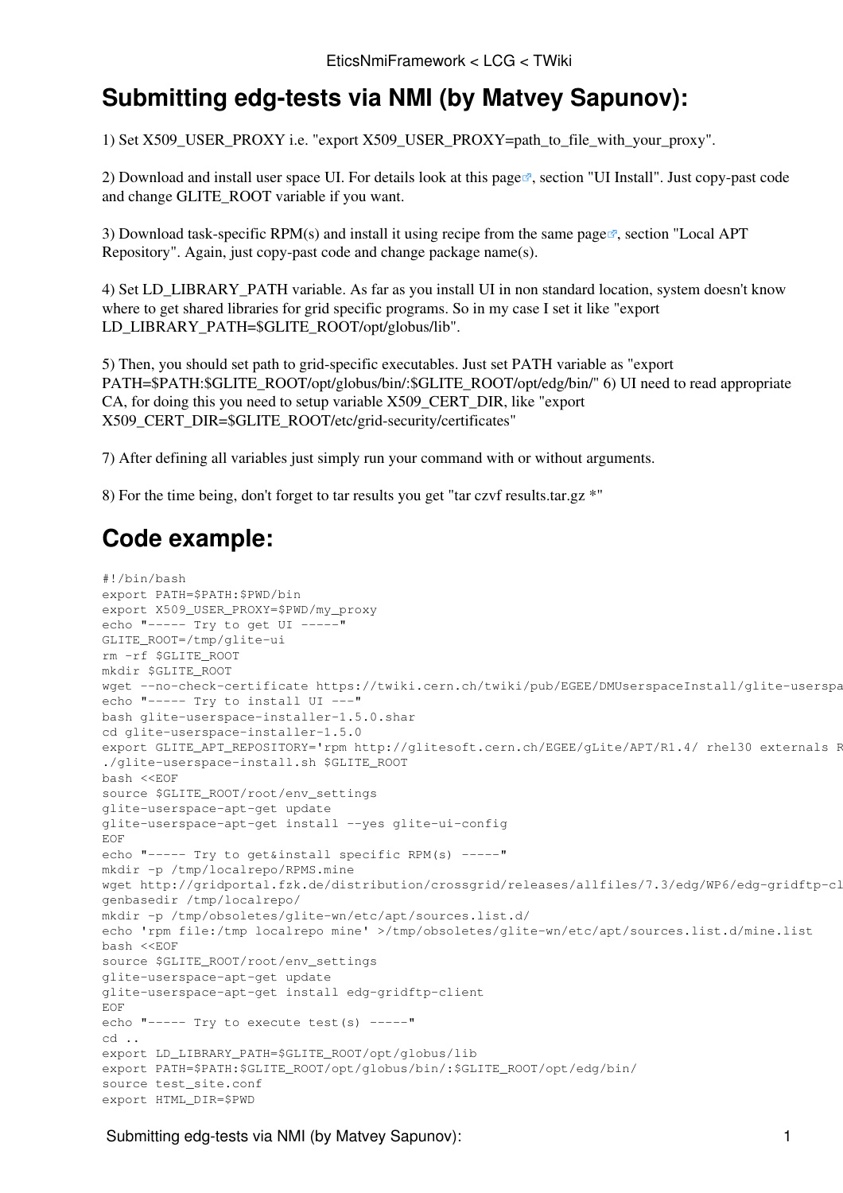# Submitting edg-tests via NMI (by Matvey Sapunov):

1) Set X509_USER_PROXY i.e. "export X509_USER_PROXY=path_to_file_with_your_proxy".

2) Download and install user space UI. For details look at this page, section "UI Install". Just copy-past code and change GLITE_ROOT variable if you want.

3) Download task-specific RPM(s) and install it using recipe from the same page, section "Local APT Repository". Again, just copy-past code and change package name(s).

4) Set LD_LIBRARY_PATH variable. As far as you install UI in non standard location, system doesn't know where to get shared libraries for grid specific programs. So in my case I set it like "export LD_LIBRARY_PATH=$GLITE_ROOT/opt/globus/lib".

5) Then, you should set path to grid-specific executables. Just set PATH variable as "export PATH=$PATH:$GLITE_ROOT/opt/globus/bin/:$GLITE_ROOT/opt/edg/bin/" 6) UI need to read appropriate CA, for doing this you need to setup variable X509_CERT_DIR, like "export X509_CERT_DIR=$GLITE_ROOT/etc/grid-security/certificates"

7) After defining all variables just simply run your command with or without arguments.

8) For the time being, don't forget to tar results you get "tar czvf results.tar.gz *"

# Code example:

```
#!/bin/bash
export PATH=$PATH:$PWD/bin
export X509_USER_PROXY=$PWD/my_proxy
echo "----- Try to get UI -----"
GLITE_ROOT=/tmp/glite-ui
rm -rf $GLITE_ROOT
mkdir $GLITE_ROOT
wget --no-check-certificate https://twiki.cern.ch/twiki/pub/EGEE/DMUserspaceInstall/glite-userspa
echo "----- Try to install UI ---"
bash glite-userspace-installer-1.5.0.shar
cd glite-userspace-installer-1.5.0
export GLITE_APT_REPOSITORY='rpm http://glitesoft.cern.ch/EGEE/gLite/APT/R1.4/ rhel30 externals R
./glite-userspace-install.sh $GLITE_ROOT
bash <<EOF
source $GLITE_ROOT/root/env_settings
glite-userspace-apt-get update
glite-userspace-apt-get install --yes glite-ui-config
EOF
echo "----- Try to get&install specific RPM(s) -----"
mkdir -p /tmp/localrepo/RPMS.mine
wget http://gridportal.fzk.de/distribution/crossgrid/releases/allfiles/7.3/edg/WP6/edg-gridftp-cl
genbasedir /tmp/localrepo/
mkdir -p /tmp/obsoletes/glite-wn/etc/apt/sources.list.d/
echo 'rpm file:/tmp localrepo mine' >/tmp/obsoletes/glite-wn/etc/apt/sources.list.d/mine.list
bash <<EOF
source $GLITE_ROOT/root/env_settings
glite-userspace-apt-get update
glite-userspace-apt-get install edg-gridftp-client
EOF
echo "----- Try to execute test(s) -----"
cd ..
export LD_LIBRARY_PATH=$GLITE_ROOT/opt/globus/lib
export PATH=$PATH:$GLITE_ROOT/opt/globus/bin/:$GLITE_ROOT/opt/edg/bin/
source test_site.conf
export HTML_DIR=$PWD
```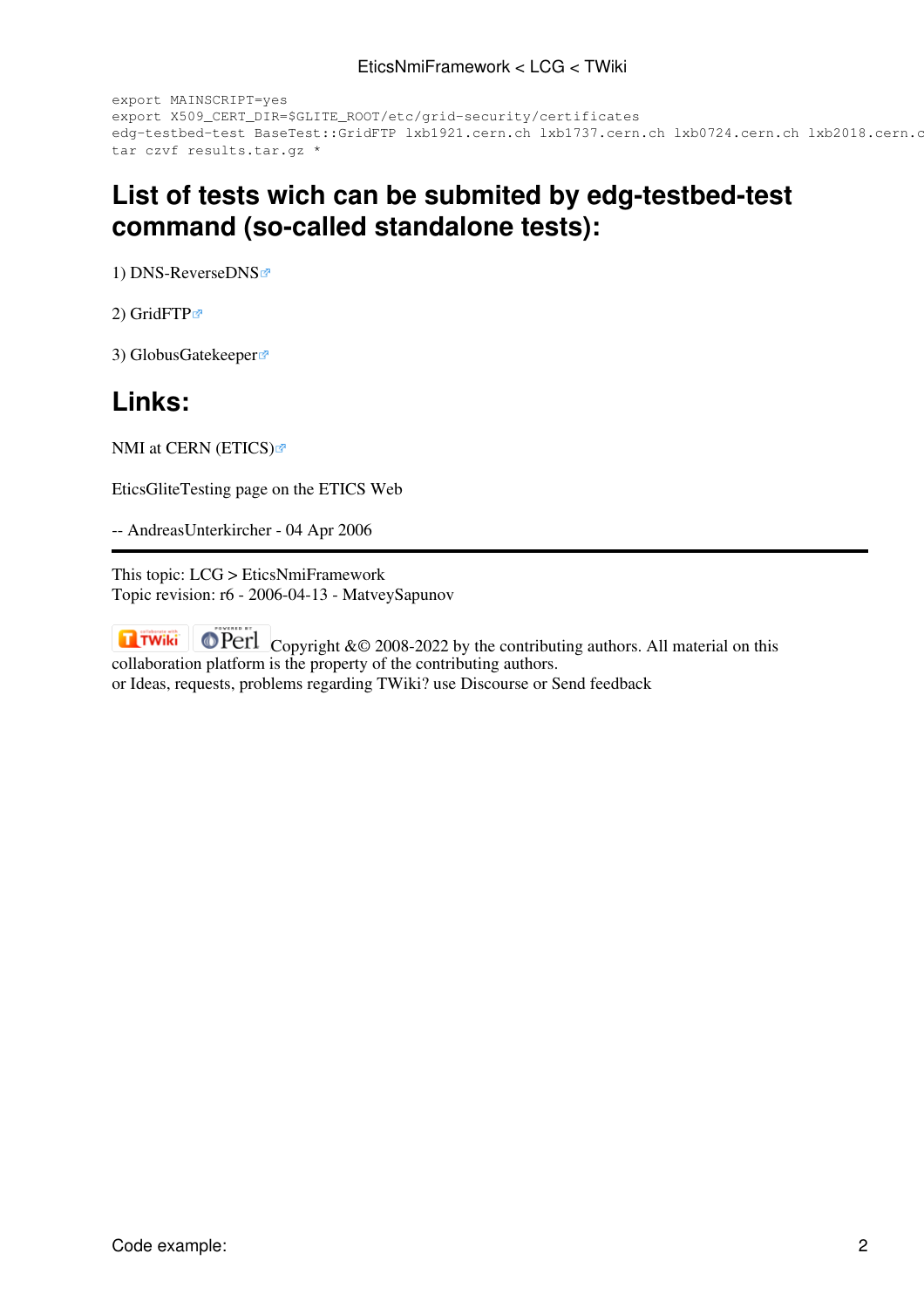```
export MAINSCRIPT=yes
export X509_CERT_DIR=$GLITE_ROOT/etc/grid-security/certificates
edg-testbed-test BaseTest::GridFTP lxb1921.cern.ch lxb1737.cern.ch lxb0724.cern.ch lxb2018.cern.c
tar czvf results.tar.gz *
```

## List of tests wich can be submited by edg-testbed-test command (so-called standalone tests):

1) DNS-ReverseDNS

2) GridFTP

3) GlobusGatekeeper

## Links:

NMI at CERN (ETICS)

EticsGliteTesting page on the ETICS Web

-- AndreasUnterkircher - 04 Apr 2006

---

This topic: LCG > EticsNmiFramework
Topic revision: r6 - 2006-04-13 - MatveySapunov

Copyright &© 2008-2022 by the contributing authors. All material on this collaboration platform is the property of the contributing authors.
or Ideas, requests, problems regarding TWiki? use Discourse or Send feedback